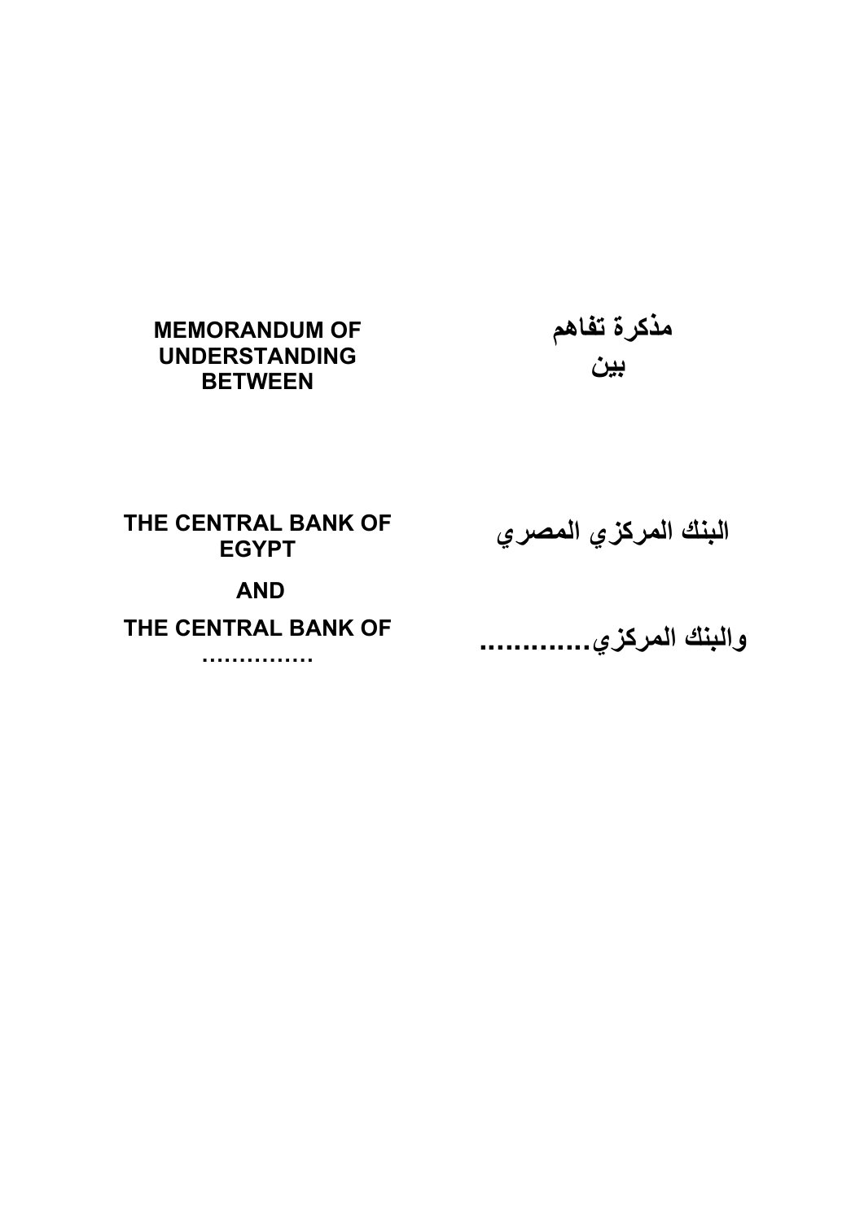**MEMORANDUM OF UNDERSTANDING BETWEEN**

**مذكرة تفاهم**
**بين**

**THE CENTRAL BANK OF EGYPT**

**البنك المركزي المصري**

**AND**

**THE CENTRAL BANK OF ……………**

**والبنك المركزي.............**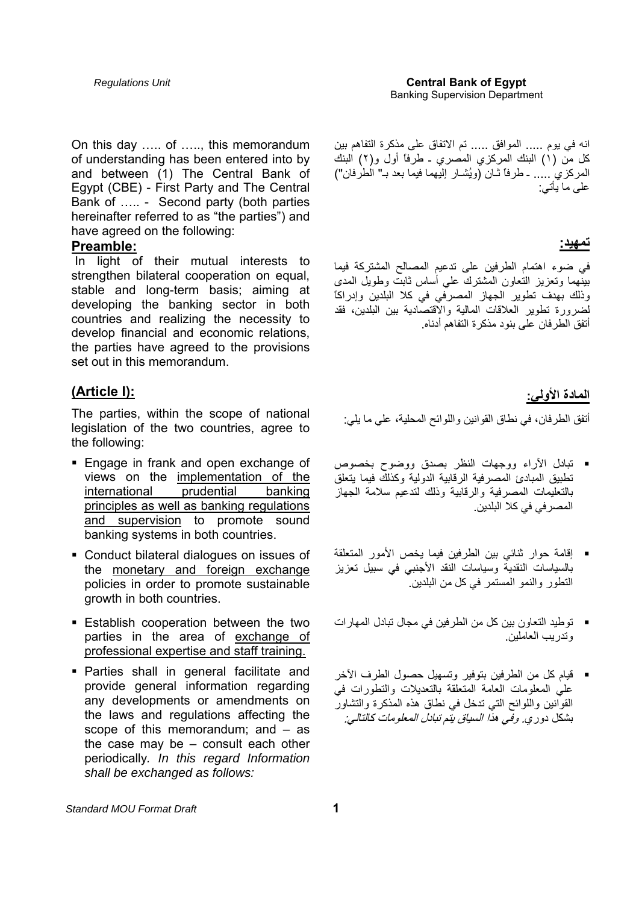On this day ….. of ….., this memorandum of understanding has been entered into by and between (1) The Central Bank of Egypt (CBE) - First Party and The Central Bank of ….. - Second party (both parties hereinafter referred to as "the parties") and have agreed on the following:

انه في يوم ..... الموافق ..... تم الاتفاق على مذكرة التفاهم بين كل من (١) البنك المركزي المصري ـ طرفاً أول و(٢) البنك المركزي ..... ـ طرفاً ثـان (ويُشـار إليهما فيما بعد بـ" الطرفان") على ما يأتي:

## Preamble:

In light of their mutual interests to strengthen bilateral cooperation on equal, stable and long-term basis; aiming at developing the banking sector in both countries and realizing the necessity to develop financial and economic relations, the parties have agreed to the provisions set out in this memorandum.

## تمهيد:

في ضوء اهتمام الطرفين على تدعيم المصالح المشتركة فيما بينهما وتعزيز التعاون المشترك علي أساس ثابت وطويل المدى وذلك بهدف تطوير الجهاز المصرفي في كلا البلدين وإدراكاً لضرورة تطوير العلاقات المالية والاقتصادية بين البلدين، فقد أتفق الطرفان على بنود مذكرة التفاهم أدناه.

## (Article I):

The parties, within the scope of national legislation of the two countries, agree to the following:

- Engage in frank and open exchange of views on the implementation of the international prudential banking principles as well as banking regulations and supervision to promote sound banking systems in both countries.
- Conduct bilateral dialogues on issues of the monetary and foreign exchange policies in order to promote sustainable growth in both countries.
- Establish cooperation between the two parties in the area of exchange of professional expertise and staff training.
- Parties shall in general facilitate and provide general information regarding any developments or amendments on the laws and regulations affecting the scope of this memorandum; and – as the case may be – consult each other periodically. *In this regard Information shall be exchanged as follows:*

## المادة الأولى:

أتفق الطرفان، في نطاق القوانين واللوائح المحلية، علي ما يلي:

- تبادل الآراء ووجهات النظر بصدق ووضوح بخصوص تطبيق المبادئ المصرفية الرقابية الدولية وكذلك فيما يتعلق بالتعليمات المصرفية والرقابية وذلك لتدعيم سلامة الجهاز المصرفي في كلا البلدين.
- إقامة حوار ثنائي بين الطرفين فيما يخص الأمور المتعلقة بالسياسات النقدية وسياسات النقد الأجنبي في سبيل تعزيز التطور والنمو المستمر في كل من البلدين.
- توطيد التعاون بين كل من الطرفين في مجال تبادل المهارات وتدريب العاملين.
- قيام كل من الطرفين بتوفير وتسهيل حصول الطرف الآخر علي المعلومات العامة المتعلقة بالتعديلات والتطورات في القوانين واللوائح التي تدخل في نطاق هذه المذكرة والتشاور بشكل دوري. *وفي هذا السياق يتم تبادل المعلومات كالتالي:*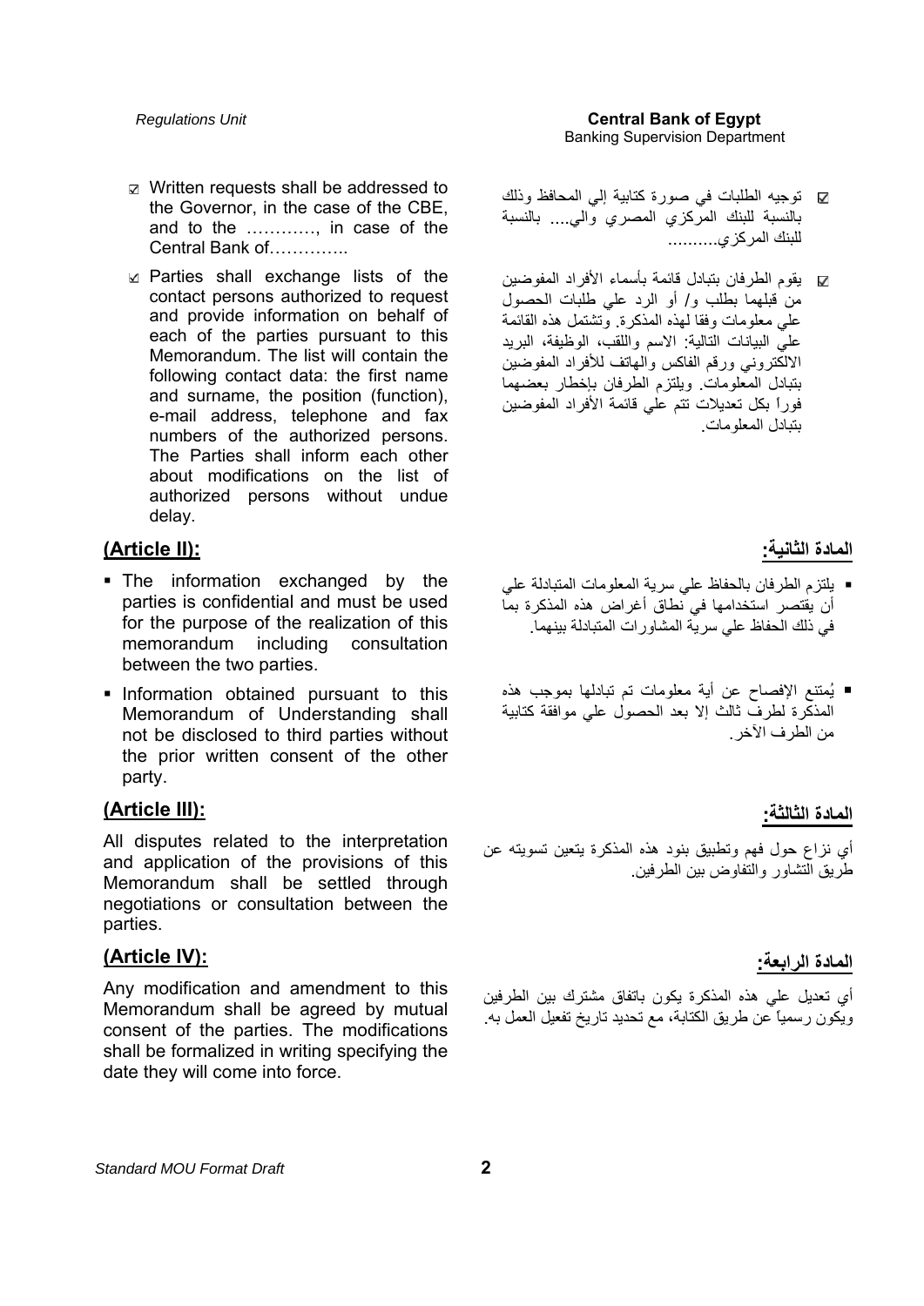- ☑ Written requests shall be addressed to the Governor, in the case of the CBE, and to the …………, in case of the Central Bank of…………..

- ☑ Parties shall exchange lists of the contact persons authorized to request and provide information on behalf of each of the parties pursuant to this Memorandum. The list will contain the following contact data: the first name and surname, the position (function), e-mail address, telephone and fax numbers of the authorized persons. The Parties shall inform each other about modifications on the list of authorized persons without undue delay.

- ☑ توجيه الطلبات في صورة كتابية إلي المحافظ وذلك بالنسبة للبنك المركزي المصري والي.... بالنسبة للبنك المركزي..........

- ☑ يقوم الطرفان بتبادل قائمة بأسماء الأفراد المفوضين من قبلهما بطلب و/ أو الرد علي طلبات الحصول علي معلومات وفقا لهذه المذكرة. وتشتمل هذه القائمة علي البيانات التالية: الاسم واللقب، الوظيفة، البريد الالكتروني ورقم الفاكس والهاتف للأفراد المفوضين بتبادل المعلومات. ويلتزم الطرفان بإخطار بعضهما فوراً بكل تعديلات تتم علي قائمة الأفراد المفوضين بتبادل المعلومات.

## (Article II):

- The information exchanged by the parties is confidential and must be used for the purpose of the realization of this memorandum including consultation between the two parties.

- Information obtained pursuant to this Memorandum of Understanding shall not be disclosed to third parties without the prior written consent of the other party.

## المادة الثانية:

- يلتزم الطرفان بالحفاظ علي سرية المعلومات المتبادلة علي أن يقتصر استخدامها في نطاق أغراض هذه المذكرة بما في ذلك الحفاظ علي سرية المشاورات المتبادلة بينهما.

- يُمتنع الإفصاح عن أية معلومات تم تبادلها بموجب هذه المذكرة لطرف ثالث إلا بعد الحصول علي موافقة كتابية من الطرف الآخر.

## (Article III):

All disputes related to the interpretation and application of the provisions of this Memorandum shall be settled through negotiations or consultation between the parties.

## المادة الثالثة:

أي نزاع حول فهم وتطبيق بنود هذه المذكرة يتعين تسويته عن طريق التشاور والتفاوض بين الطرفين.

## (Article IV):

Any modification and amendment to this Memorandum shall be agreed by mutual consent of the parties. The modifications shall be formalized in writing specifying the date they will come into force.

## المادة الرابعة:

أي تعديل علي هذه المذكرة يكون باتفاق مشترك بين الطرفين ويكون رسمياً عن طريق الكتابة، مع تحديد تاريخ تفعيل العمل به.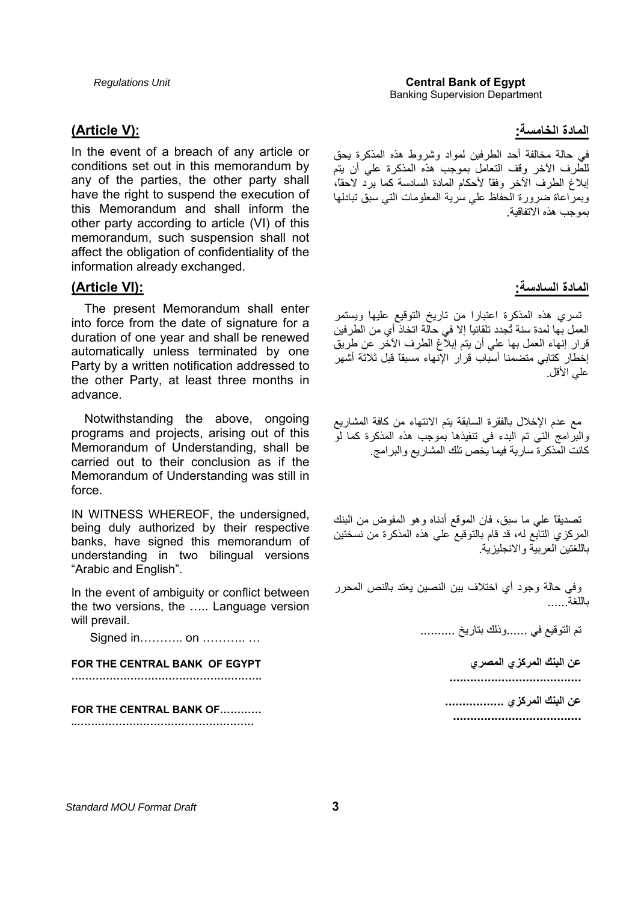## (Article V):

In the event of a breach of any article or conditions set out in this memorandum by any of the parties, the other party shall have the right to suspend the execution of this Memorandum and shall inform the other party according to article (VI) of this memorandum, such suspension shall not affect the obligation of confidentiality of the information already exchanged.

## المادة الخامسة:

في حالة مخالفة أحد الطرفين لمواد وشروط هذه المذكرة يحق للطرف الآخر وقف التعامل بموجب هذه المذكرة علي أن يتم إبلاغ الطرف الآخر وفقاً لأحكام المادة السادسة كما يرد لاحقاً، وبمراعاة ضرورة الحفاظ علي سرية المعلومات التي سبق تبادلها بموجب هذه الاتفاقية.

## (Article VI):

The present Memorandum shall enter into force from the date of signature for a duration of one year and shall be renewed automatically unless terminated by one Party by a written notification addressed to the other Party, at least three months in advance.

Notwithstanding the above, ongoing programs and projects, arising out of this Memorandum of Understanding, shall be carried out to their conclusion as if the Memorandum of Understanding was still in force.

IN WITNESS WHEREOF, the undersigned, being duly authorized by their respective banks, have signed this memorandum of understanding in two bilingual versions "Arabic and English".

In the event of ambiguity or conflict between the two versions, the ….. Language version will prevail.

Signed in……….. on ……….. …

**FOR THE CENTRAL BANK OF EGYPT**

……………………………………………..

**FOR THE CENTRAL BANK OF…………**

……………………………………………

## المادة السادسة:

تسري هذه المذكرة اعتبارا من تاريخ التوقيع عليها ويستمر العمل بها لمدة سنة تُجدد تلقائياً إلا في حالة اتخاذ أي من الطرفين قرار إنهاء العمل بها علي أن يتم إبلاغ الطرف الآخر عن طريق إخطار كتابي متضمنا أسباب قرار الإنهاء مسبقاً قبل ثلاثة أشهر علي الأقل.

مع عدم الإخلال بالفقرة السابقة يتم الانتهاء من كافة المشاريع والبرامج التي تم البدء في تنفيذها بموجب هذه المذكرة كما لو كانت المذكرة سارية فيما يخص تلك المشاريع والبرامج.

تصديقاً علي ما سبق، فان الموقع أدناه وهو المفوض من البنك المركزي التابع له، قد قام بالتوقيع علي هذه المذكرة من نسختين باللغتين العربية والانجليزية.

وفي حالة وجود أي اختلاف بين النصين يعتد بالنص المحرر باللغة......

تم التوقيع في ......وذلك بتاريخ ..........

**عن البنك المركزي المصري**

**.....................................**

**عن البنك المركزي .................**

**.....................................**